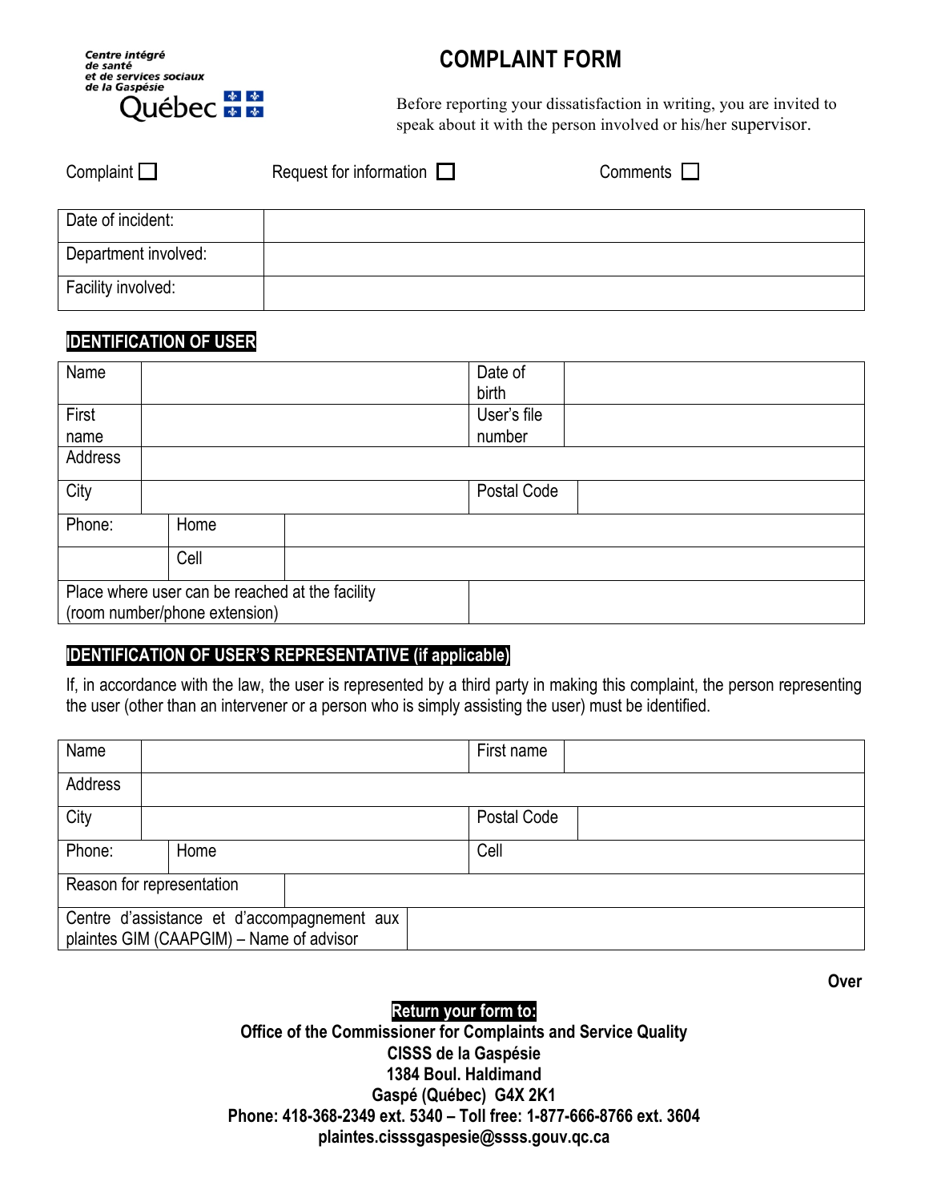Centre intégré de santé et de services sociaux de la Gaspésie
Québec

# COMPLAINT FORM

Before reporting your dissatisfaction in writing, you are invited to speak about it with the person involved or his/her supervisor.

Complaint ☐ Request for information ☐ Comments ☐

| | |
|---|---|
| Date of incident: | |
| Department involved: | |
| Facility involved: | |

## IDENTIFICATION OF USER

| | | | | |
|---|---|---|---|---|
| Name | | | Date of birth | |
| First name | | | User's file number | |
| Address | | | | |
| City | | | Postal Code | |
| Phone: | Home | | | |
| | Cell | | | |
| Place where user can be reached at the facility (room number/phone extension) | | | | |

## IDENTIFICATION OF USER'S REPRESENTATIVE (if applicable)

If, in accordance with the law, the user is represented by a third party in making this complaint, the person representing the user (other than an intervener or a person who is simply assisting the user) must be identified.

| | | | | |
|---|---|---|---|---|
| Name | | | First name | |
| Address | | | | |
| City | | | Postal Code | |
| Phone: | Home | | Cell | |
| Reason for representation | | | | |
| Centre d'assistance et d'accompagnement aux plaintes GIM (CAAPGIM) – Name of advisor | | | | |

**Over**

**Return your form to:**
**Office of the Commissioner for Complaints and Service Quality**
**CISSS de la Gaspésie**
**1384 Boul. Haldimand**
**Gaspé (Québec) G4X 2K1**
**Phone: 418-368-2349 ext. 5340 – Toll free: 1-877-666-8766 ext. 3604**
**plaintes.cisssgaspesie@ssss.gouv.qc.ca**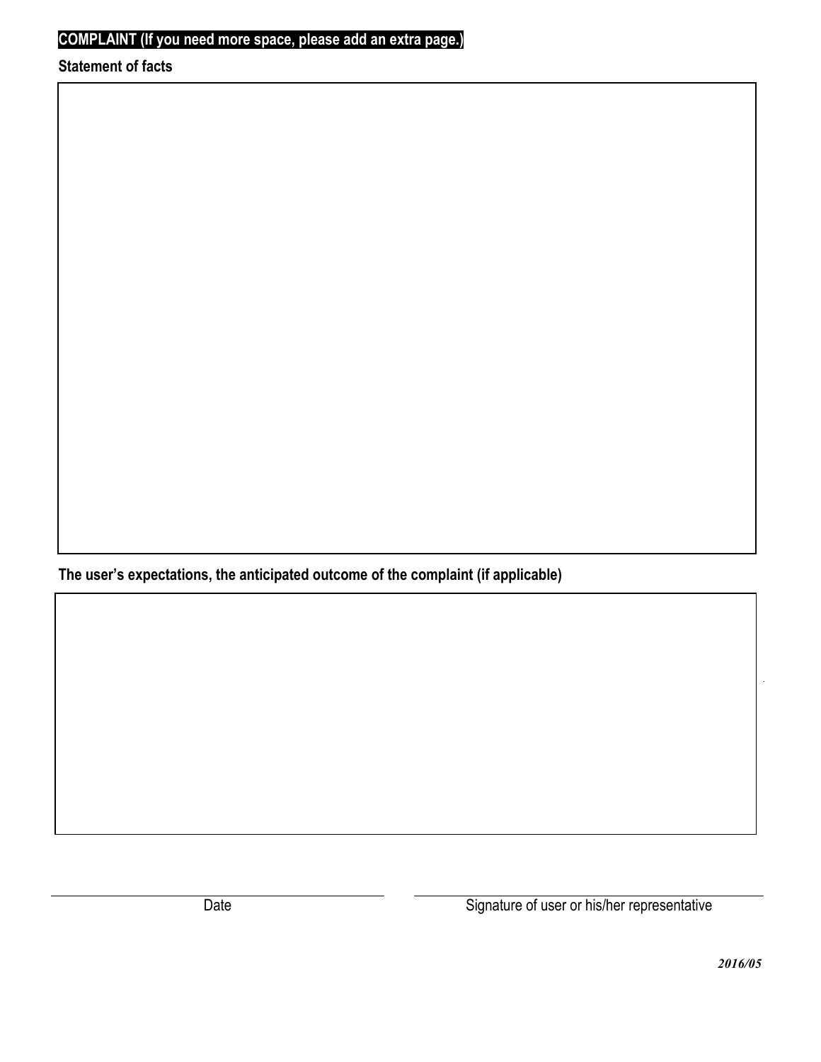## COMPLAINT (If you need more space, please add an extra page.)

**Statement of facts**

**The user's expectations, the anticipated outcome of the complaint (if applicable)**

Date

Signature of user or his/her representative

*2016/05*